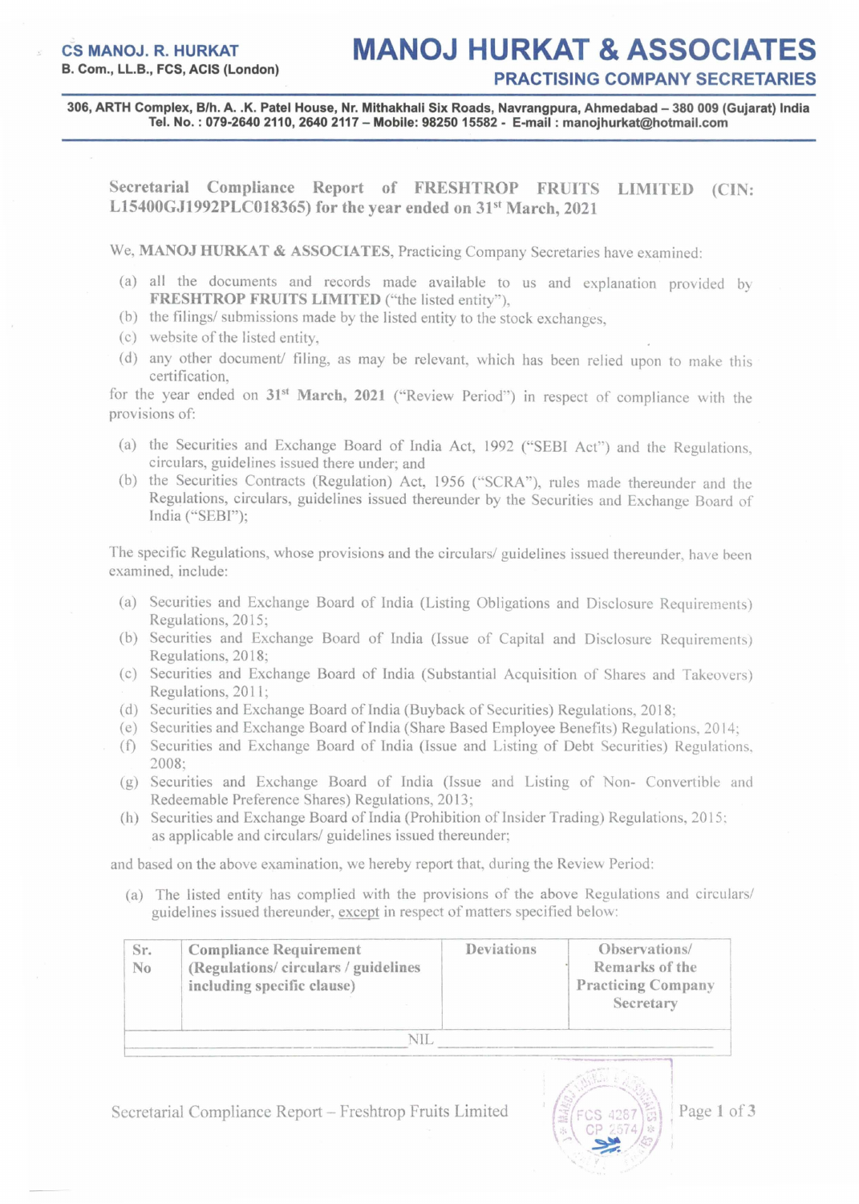CS MANOJ. R. HURKAT
B. Com., LL.B., FCS, ACIS (London)

# MANOJ HURKAT & ASSOCIATES

## PRACTISING COMPANY SECRETARIES

306, ARTH Complex, B/h. A. .K. Patel House, Nr. Mithakhali Six Roads, Navrangpura, Ahmedabad – 380 009 (Gujarat) India
Tel. No. : 079-2640 2110, 2640 2117 – Mobile: 98250 15582 - E-mail : manojhurkat@hotmail.com

**Secretarial Compliance Report of FRESHTROP FRUITS LIMITED (CIN: L15400GJ1992PLC018365) for the year ended on 31st March, 2021**

We, **MANOJ HURKAT & ASSOCIATES**, Practicing Company Secretaries have examined:

(a) all the documents and records made available to us and explanation provided by **FRESHTROP FRUITS LIMITED** ("the listed entity"),
(b) the filings/ submissions made by the listed entity to the stock exchanges,
(c) website of the listed entity,
(d) any other document/ filing, as may be relevant, which has been relied upon to make this certification,

for the year ended on **31st March, 2021** ("Review Period") in respect of compliance with the provisions of:

(a) the Securities and Exchange Board of India Act, 1992 ("SEBI Act") and the Regulations, circulars, guidelines issued there under; and
(b) the Securities Contracts (Regulation) Act, 1956 ("SCRA"), rules made thereunder and the Regulations, circulars, guidelines issued thereunder by the Securities and Exchange Board of India ("SEBI");

The specific Regulations, whose provisions and the circulars/ guidelines issued thereunder, have been examined, include:

(a) Securities and Exchange Board of India (Listing Obligations and Disclosure Requirements) Regulations, 2015;
(b) Securities and Exchange Board of India (Issue of Capital and Disclosure Requirements) Regulations, 2018;
(c) Securities and Exchange Board of India (Substantial Acquisition of Shares and Takeovers) Regulations, 2011;
(d) Securities and Exchange Board of India (Buyback of Securities) Regulations, 2018;
(e) Securities and Exchange Board of India (Share Based Employee Benefits) Regulations, 2014;
(f) Securities and Exchange Board of India (Issue and Listing of Debt Securities) Regulations, 2008;
(g) Securities and Exchange Board of India (Issue and Listing of Non- Convertible and Redeemable Preference Shares) Regulations, 2013;
(h) Securities and Exchange Board of India (Prohibition of Insider Trading) Regulations, 2015;
as applicable and circulars/ guidelines issued thereunder;

and based on the above examination, we hereby report that, during the Review Period:

(a) The listed entity has complied with the provisions of the above Regulations and circulars/ guidelines issued thereunder, <u>except</u> in respect of matters specified below:

| Sr. No | Compliance Requirement (Regulations/ circulars / guidelines including specific clause) | Deviations | Observations/ Remarks of the Practicing Company Secretary |
|---|---|---|---|
| | NIL | | |

Secretarial Compliance Report – Freshtrop Fruits Limited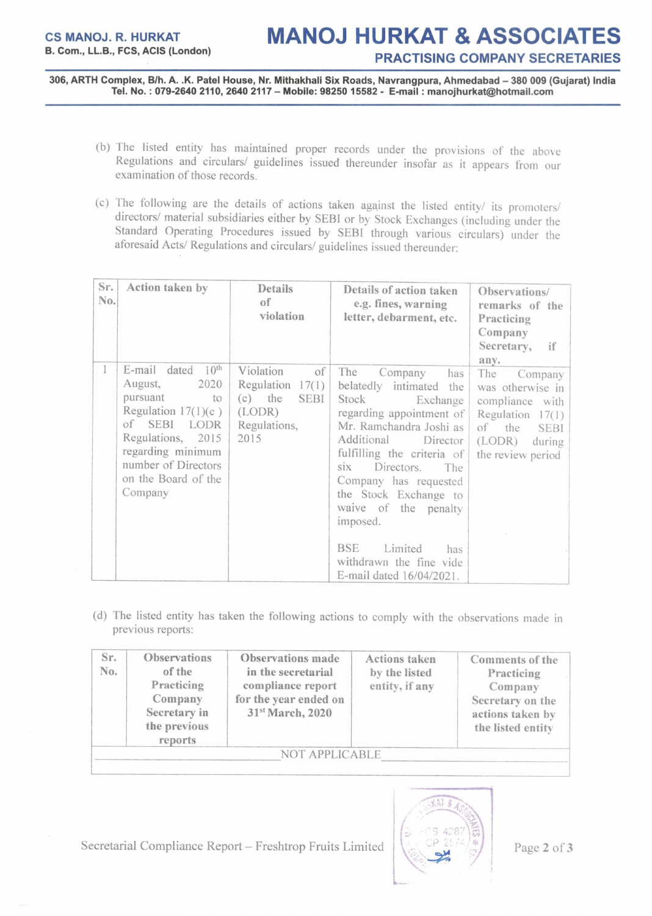(b) The listed entity has maintained proper records under the provisions of the above Regulations and circulars/ guidelines issued thereunder insofar as it appears from our examination of those records.

(c) The following are the details of actions taken against the listed entity/ its promoters/ directors/ material subsidiaries either by SEBI or by Stock Exchanges (including under the Standard Operating Procedures issued by SEBI through various circulars) under the aforesaid Acts/ Regulations and circulars/ guidelines issued thereunder:

| Sr. No. | Action taken by | Details of violation | Details of action taken e.g. fines, warning letter, debarment, etc. | Observations/ remarks of the Practicing Company Secretary, if any. |
|---|---|---|---|---|
| 1 | E-mail dated 10th August, 2020 pursuant to Regulation 17(1)(c ) of SEBI LODR Regulations, 2015 regarding minimum number of Directors on the Board of the Company | Violation of Regulation 17(1) (c) the SEBI (LODR) Regulations, 2015 | The Company has belatedly intimated the Stock Exchange regarding appointment of Mr. Ramchandra Joshi as Additional Director fulfilling the criteria of six Directors. The Company has requested the Stock Exchange to waive of the penalty imposed.<br><br>BSE Limited has withdrawn the fine vide E-mail dated 16/04/2021. | The Company was otherwise in compliance with Regulation 17(1) of the SEBI (LODR) during the review period |

(d) The listed entity has taken the following actions to comply with the observations made in previous reports:

| Sr. No. | Observations of the Practicing Company Secretary in the previous reports | Observations made in the secretarial compliance report for the year ended on 31st March, 2020 | Actions taken by the listed entity, if any | Comments of the Practicing Company Secretary on the actions taken by the listed entity |
|---|---|---|---|---|
| NOT APPLICABLE | | | | |

Secretarial Compliance Report – Freshtrop Fruits Limited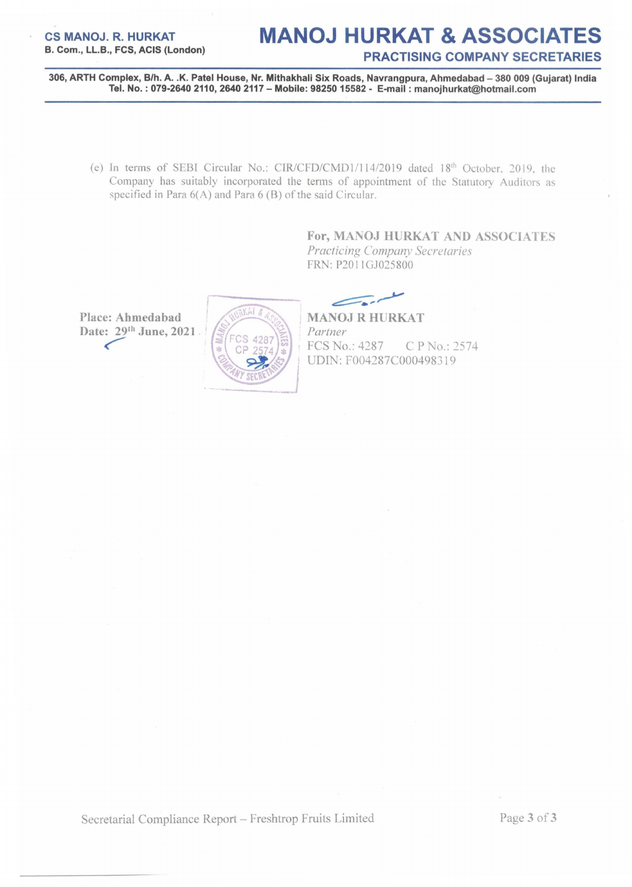**CS MANOJ. R. HURKAT**
**B. Com., LL.B., FCS, ACIS (London)**

# MANOJ HURKAT & ASSOCIATES

**PRACTISING COMPANY SECRETARIES**

**306, ARTH Complex, B/h. A. .K. Patel House, Nr. Mithakhali Six Roads, Navrangpura, Ahmedabad – 380 009 (Gujarat) India**
**Tel. No. : 079-2640 2110, 2640 2117 – Mobile: 98250 15582 - E-mail : manojhurkat@hotmail.com**

(e) In terms of SEBI Circular No.: CIR/CFD/CMD1/114/2019 dated 18th October, 2019, the Company has suitably incorporated the terms of appointment of the Statutory Auditors as specified in Para 6(A) and Para 6 (B) of the said Circular.

**For, MANOJ HURKAT AND ASSOCIATES**
*Practicing Company Secretaries*
FRN: P2011GJ025800

**Place: Ahmedabad**
**Date: 29th June, 2021**

**MANOJ R HURKAT**
*Partner*
FCS No.: 4287 C P No.: 2574
UDIN: F004287C000498319

Secretarial Compliance Report – Freshtrop Fruits Limited